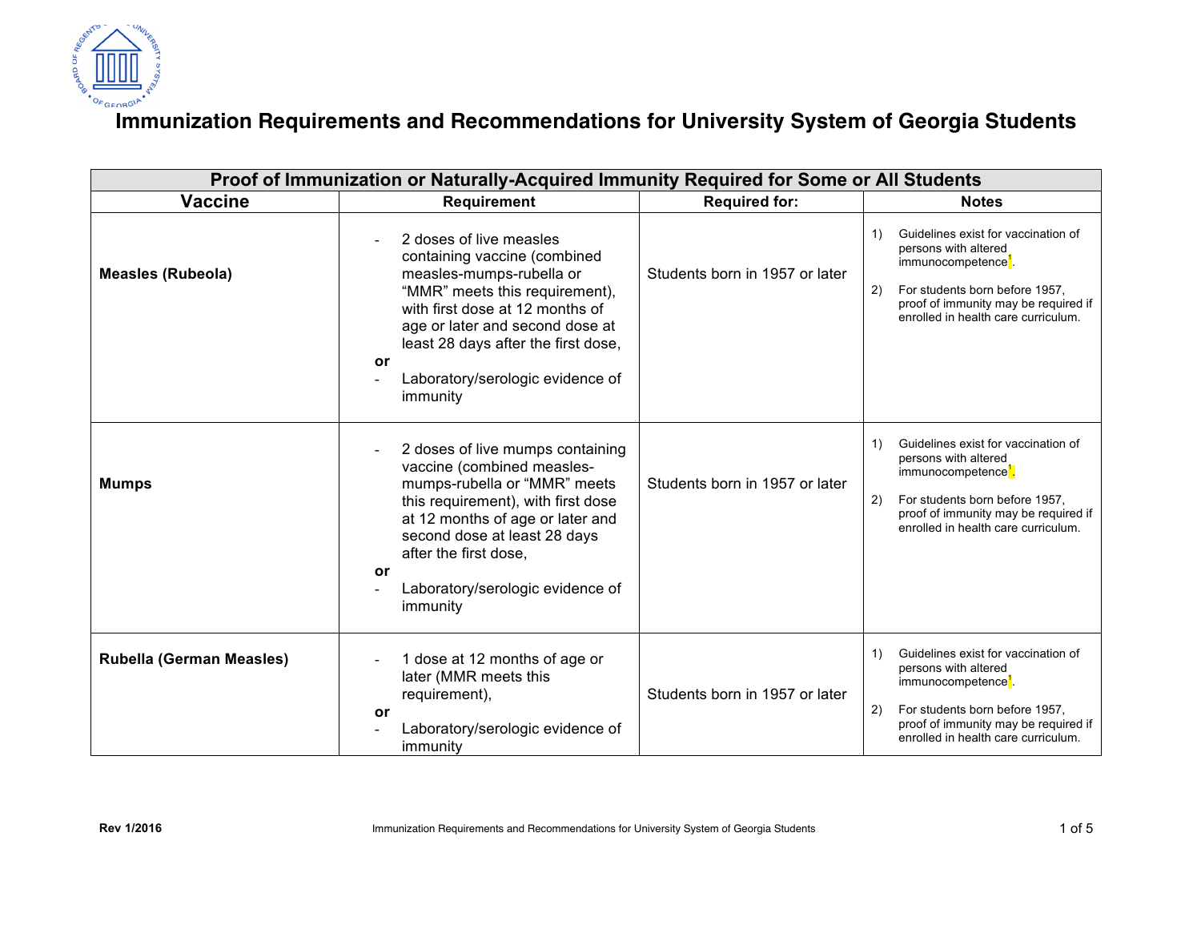# Immunization Requirements and Recommendations for University System of Georgia Students

| Proof of Immunization or Naturally-Acquired Immunity Required for Some or All Students | | | |
|---|---|---|---|
| **Vaccine** | **Requirement** | **Required for:** | **Notes** |
| **Measles (Rubeola)** | - 2 doses of live measles containing vaccine (combined measles-mumps-rubella or "MMR" meets this requirement), with first dose at 12 months of age or later and second dose at least 28 days after the first dose, **or** - Laboratory/serologic evidence of immunity | Students born in 1957 or later | 1) Guidelines exist for vaccination of persons with altered immunocompetence[1]. 2) For students born before 1957, proof of immunity may be required if enrolled in health care curriculum. |
| **Mumps** | - 2 doses of live mumps containing vaccine (combined measles-mumps-rubella or "MMR" meets this requirement), with first dose at 12 months of age or later and second dose at least 28 days after the first dose, **or** - Laboratory/serologic evidence of immunity | Students born in 1957 or later | 1) Guidelines exist for vaccination of persons with altered immunocompetence[1]. 2) For students born before 1957, proof of immunity may be required if enrolled in health care curriculum. |
| **Rubella (German Measles)** | - 1 dose at 12 months of age or later (MMR meets this requirement), **or** - Laboratory/serologic evidence of immunity | Students born in 1957 or later | 1) Guidelines exist for vaccination of persons with altered immunocompetence[1]. 2) For students born before 1957, proof of immunity may be required if enrolled in health care curriculum. |

Rev 1/2016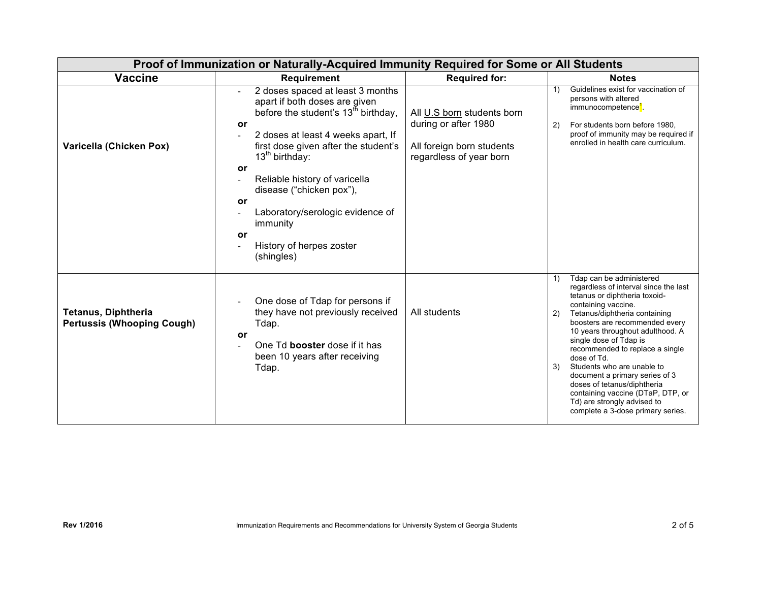| Proof of Immunization or Naturally-Acquired Immunity Required for Some or All Students | | | |
|---|---|---|---|
| **Vaccine** | **Requirement** | **Required for:** | **Notes** |
| **Varicella (Chicken Pox)** | - 2 doses spaced at least 3 months apart if both doses are given before the student's 13th birthday, **or** - 2 doses at least 4 weeks apart, If first dose given after the student's 13th birthday: **or** - Reliable history of varicella disease ("chicken pox"), **or** - Laboratory/serologic evidence of immunity **or** - History of herpes zoster (shingles) | All U.S born students born during or after 1980<br><br>All foreign born students regardless of year born | 1) Guidelines exist for vaccination of persons with altered immunocompetence[1].<br><br>2) For students born before 1980, proof of immunity may be required if enrolled in health care curriculum. |
| **Tetanus, Diphtheria Pertussis (Whooping Cough)** | - One dose of Tdap for persons if they have not previously received Tdap. **or** - One Td **booster** dose if it has been 10 years after receiving Tdap. | All students | 1) Tdap can be administered regardless of interval since the last tetanus or diphtheria toxoid-containing vaccine.<br>2) Tetanus/diphtheria containing boosters are recommended every 10 years throughout adulthood. A single dose of Tdap is recommended to replace a single dose of Td.<br>3) Students who are unable to document a primary series of 3 doses of tetanus/diphtheria containing vaccine (DTaP, DTP, or Td) are strongly advised to complete a 3-dose primary series. |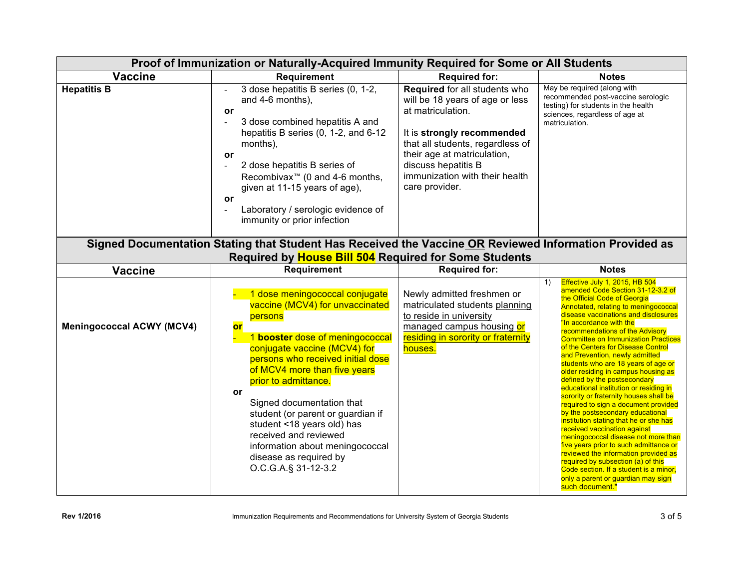| Proof of Immunization or Naturally-Acquired Immunity Required for Some or All Students | | | |
|---|---|---|---|
| **Vaccine** | **Requirement** | **Required for:** | **Notes** |
| **Hepatitis B** | - 3 dose hepatitis B series (0, 1-2, and 4-6 months),<br>**or**<br>- 3 dose combined hepatitis A and hepatitis B series (0, 1-2, and 6-12 months),<br>**or**<br>- 2 dose hepatitis B series of Recombivax™ (0 and 4-6 months, given at 11-15 years of age),<br>**or**<br>- Laboratory / serologic evidence of immunity or prior infection | **Required** for all students who will be 18 years of age or less at matriculation.<br><br>It is **strongly recommended** that all students, regardless of their age at matriculation, discuss hepatitis B immunization with their health care provider. | May be required (along with recommended post-vaccine serologic testing) for students in the health sciences, regardless of age at matriculation. |

| Signed Documentation Stating that Student Has Received the Vaccine OR Reviewed Information Provided as Required by House Bill 504 Required for Some Students | | | |
|---|---|---|---|
| **Vaccine** | **Requirement** | **Required for:** | **Notes** |
| **Meningococcal ACWY (MCV4)** | - 1 dose meningococcal conjugate vaccine (MCV4) for unvaccinated persons<br>**or**<br>- 1 **booster** dose of meningococcal conjugate vaccine (MCV4) for persons who received initial dose of MCV4 more than five years prior to admittance.<br>**or**<br>Signed documentation that student (or parent or guardian if student <18 years old) has received and reviewed information about meningococcal disease as required by O.C.G.A.§ 31-12-3.2 | Newly admitted freshmen or matriculated students planning to reside in university managed campus housing or residing in sorority or fraternity houses. | 1) Effective July 1, 2015, HB 504 amended Code Section 31-12-3.2 of the Official Code of Georgia Annotated, relating to meningococcal disease vaccinations and disclosures "In accordance with the recommendations of the Advisory Committee on Immunization Practices of the Centers for Disease Control and Prevention, newly admitted students who are 18 years of age or older residing in campus housing as defined by the postsecondary educational institution or residing in sorority or fraternity houses shall be required to sign a document provided by the postsecondary educational institution stating that he or she has received vaccination against meningococcal disease not more than five years prior to such admittance or reviewed the information provided as required by subsection (a) of this Code section. If a student is a minor, only a parent or guardian may sign such document." |

Rev 1/2016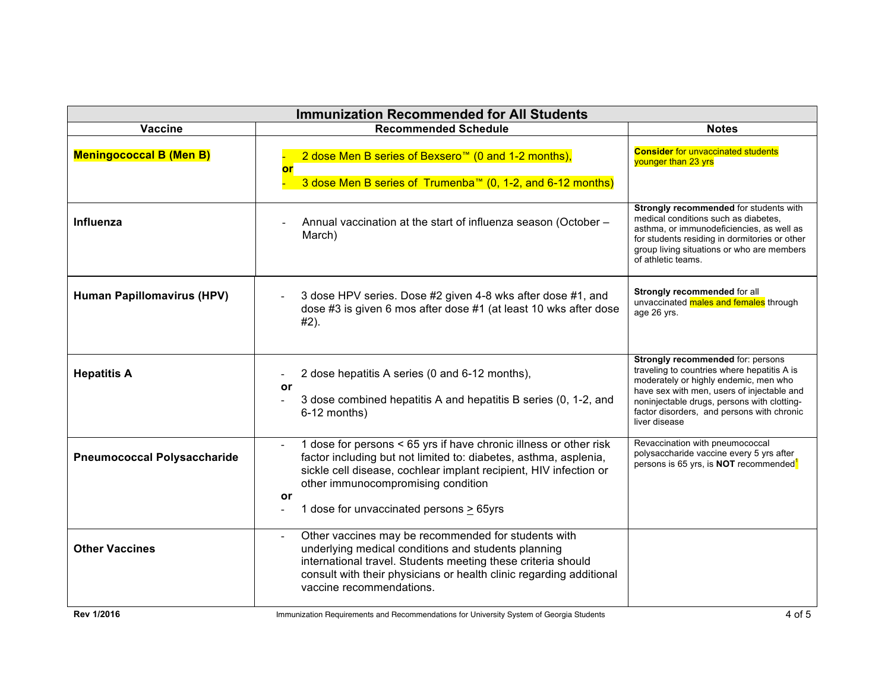| Immunization Recommended for All Students | | |
|---|---|---|
| **Vaccine** | **Recommended Schedule** | **Notes** |
| **Meningococcal B (Men B)** | - 2 dose Men B series of Bexsero™ (0 and 1-2 months), **or** - 3 dose Men B series of Trumenba™ (0, 1-2, and 6-12 months) | **Consider** for unvaccinated students younger than 23 yrs |
| **Influenza** | - Annual vaccination at the start of influenza season (October – March) | **Strongly recommended** for students with medical conditions such as diabetes, asthma, or immunodeficiencies, as well as for students residing in dormitories or other group living situations or who are members of athletic teams. |
| **Human Papillomavirus (HPV)** | - 3 dose HPV series. Dose #2 given 4-8 wks after dose #1, and dose #3 is given 6 mos after dose #1 (at least 10 wks after dose #2). | **Strongly recommended** for all unvaccinated males and females through age 26 yrs. |
| **Hepatitis A** | - 2 dose hepatitis A series (0 and 6-12 months), **or** - 3 dose combined hepatitis A and hepatitis B series (0, 1-2, and 6-12 months) | **Strongly recommended** for: persons traveling to countries where hepatitis A is moderately or highly endemic, men who have sex with men, users of injectable and noninjectable drugs, persons with clotting-factor disorders, and persons with chronic liver disease |
| **Pneumococcal Polysaccharide** | - 1 dose for persons < 65 yrs if have chronic illness or other risk factor including but not limited to: diabetes, asthma, asplenia, sickle cell disease, cochlear implant recipient, HIV infection or other immunocompromising condition **or** - 1 dose for unvaccinated persons ≥ 65yrs | Revaccination with pneumococcal polysaccharide vaccine every 5 yrs after persons is 65 yrs, is **NOT** recommended[1] |
| **Other Vaccines** | - Other vaccines may be recommended for students with underlying medical conditions and students planning international travel. Students meeting these criteria should consult with their physicians or health clinic regarding additional vaccine recommendations. | |

**Rev 1/2016**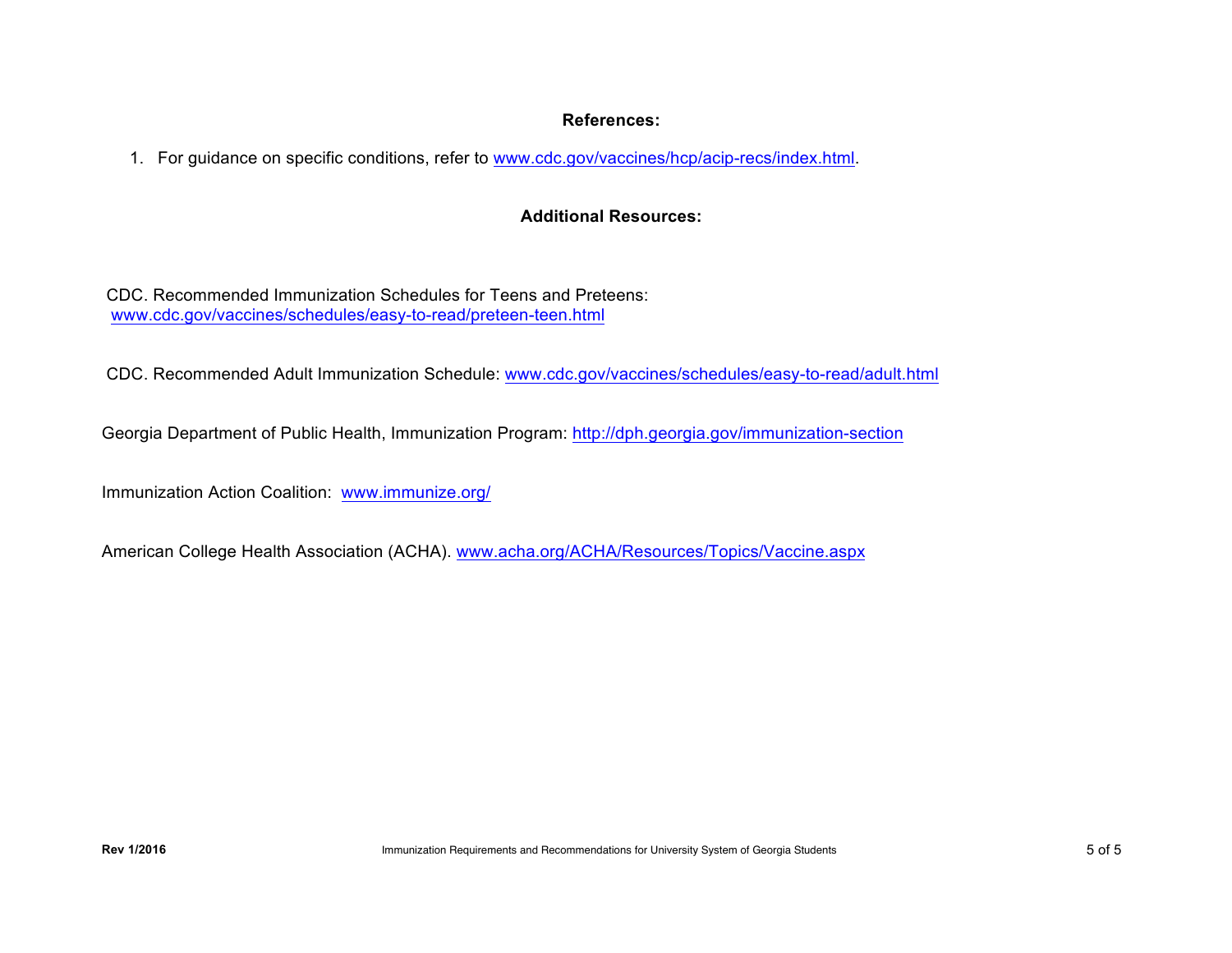## References:

1. For guidance on specific conditions, refer to www.cdc.gov/vaccines/hcp/acip-recs/index.html.

## Additional Resources:

CDC. Recommended Immunization Schedules for Teens and Preteens: www.cdc.gov/vaccines/schedules/easy-to-read/preteen-teen.html

CDC. Recommended Adult Immunization Schedule: www.cdc.gov/vaccines/schedules/easy-to-read/adult.html

Georgia Department of Public Health, Immunization Program: http://dph.georgia.gov/immunization-section

Immunization Action Coalition: www.immunize.org/

American College Health Association (ACHA). www.acha.org/ACHA/Resources/Topics/Vaccine.aspx